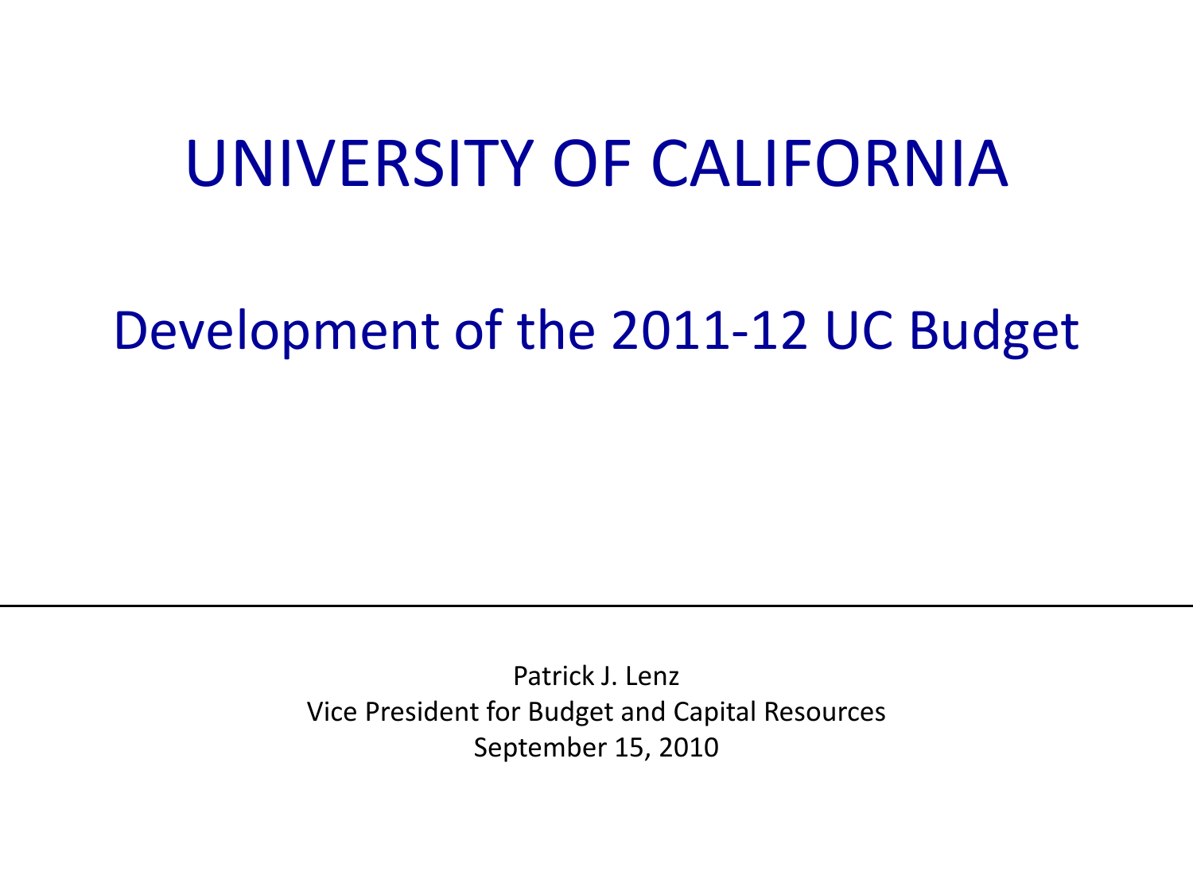# UNIVERSITY OF CALIFORNIA

## Development of the 2011-12 UC Budget

Patrick J. Lenz
Vice President for Budget and Capital Resources
September 15, 2010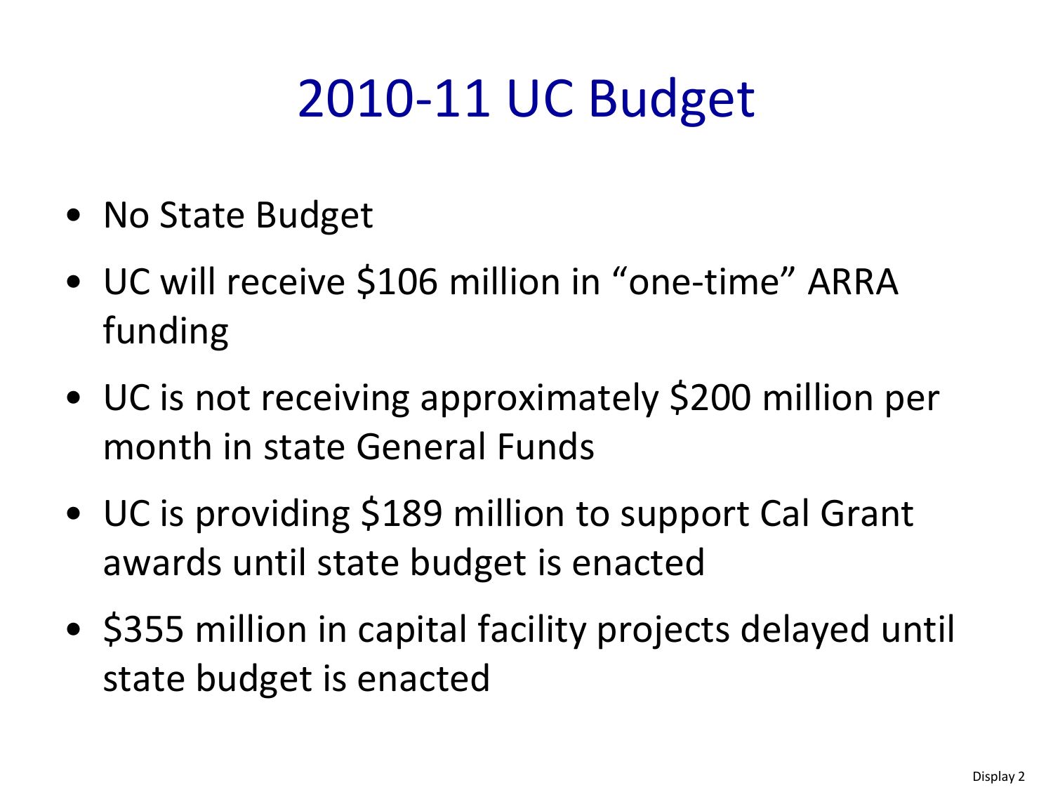# 2010-11 UC Budget

- No State Budget
- UC will receive $106 million in "one-time" ARRA funding
- UC is not receiving approximately $200 million per month in state General Funds
- UC is providing $189 million to support Cal Grant awards until state budget is enacted
- $355 million in capital facility projects delayed until state budget is enacted

Display 2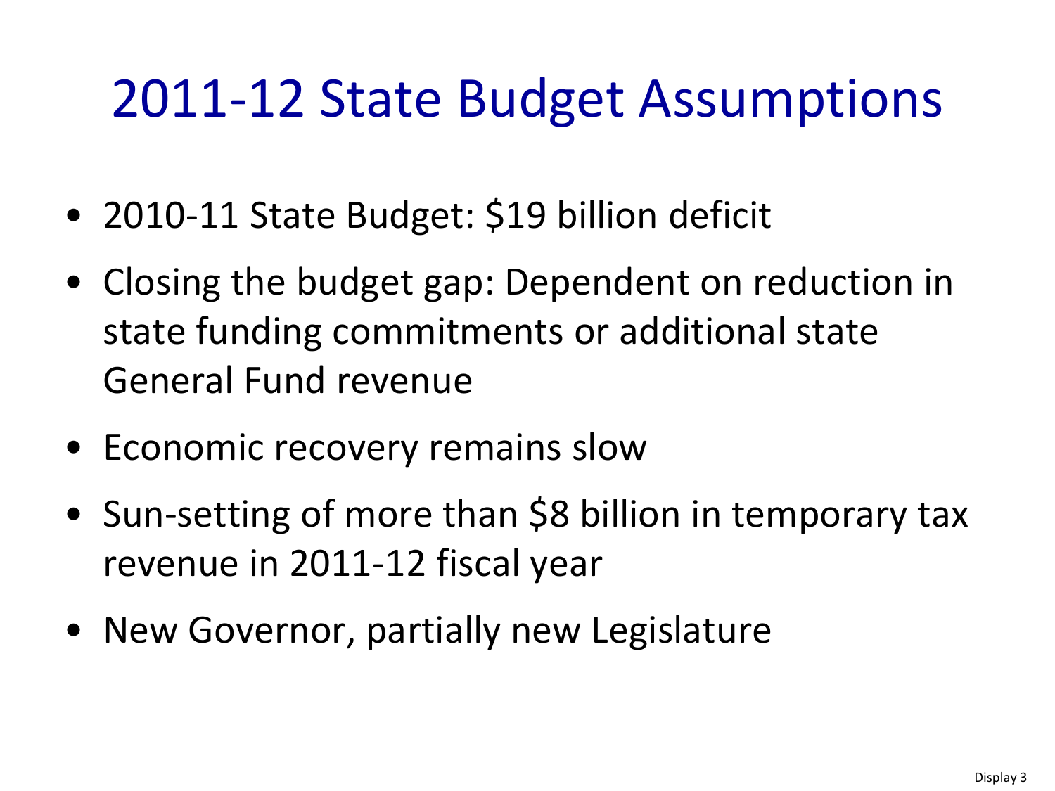# 2011-12 State Budget Assumptions

- 2010-11 State Budget: $19 billion deficit
- Closing the budget gap: Dependent on reduction in state funding commitments or additional state General Fund revenue
- Economic recovery remains slow
- Sun-setting of more than $8 billion in temporary tax revenue in 2011-12 fiscal year
- New Governor, partially new Legislature

Display 3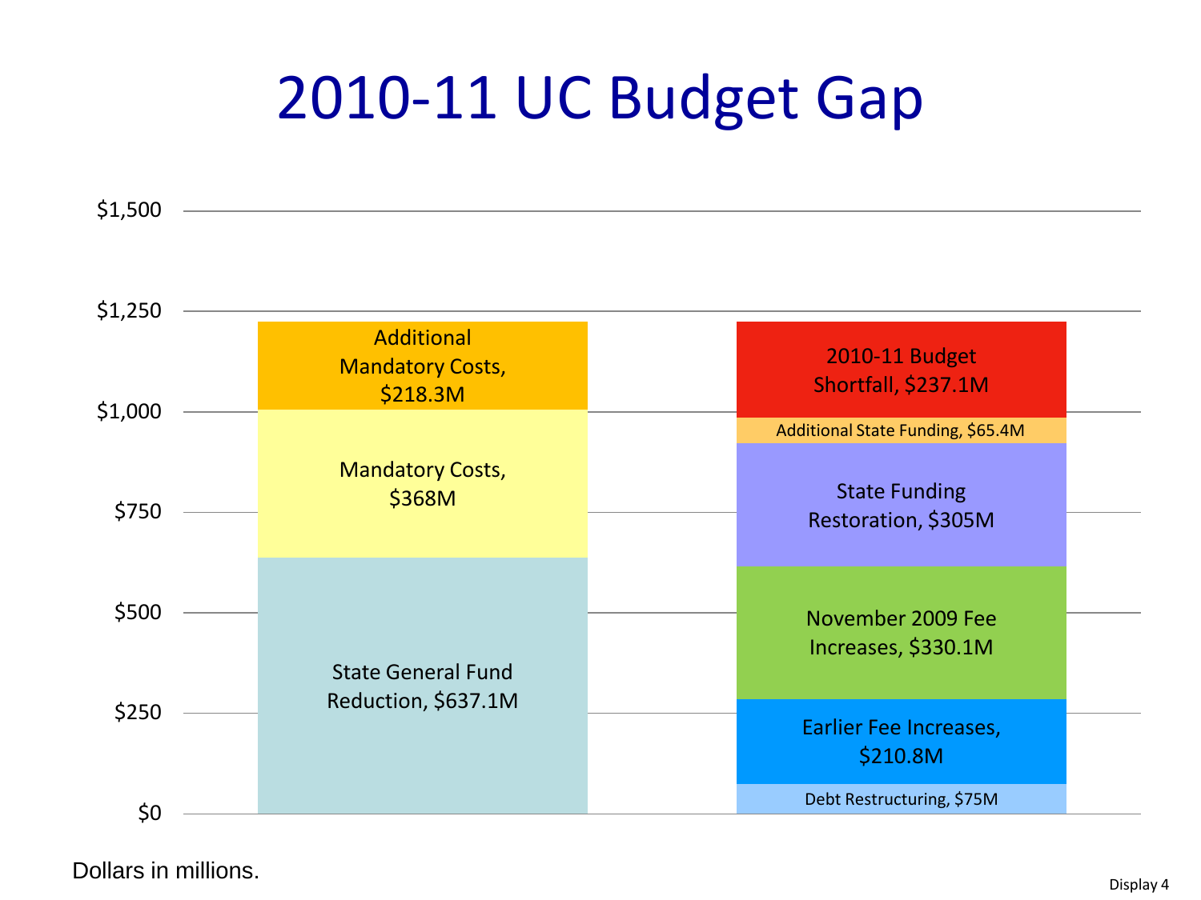# 2010-11 UC Budget Gap

| Budget Gap Components | Amount |
| --- | --- |
| State General Fund Reduction | $637.1M |
| Mandatory Costs | $368M |
| Additional Mandatory Costs | $218.3M |

| Closing the Gap | Amount |
| --- | --- |
| Debt Restructuring | $75M |
| Earlier Fee Increases | $210.8M |
| November 2009 Fee Increases | $330.1M |
| State Funding Restoration | $305M |
| Additional State Funding | $65.4M |
| 2010-11 Budget Shortfall | $237.1M |

Dollars in millions.

Display 4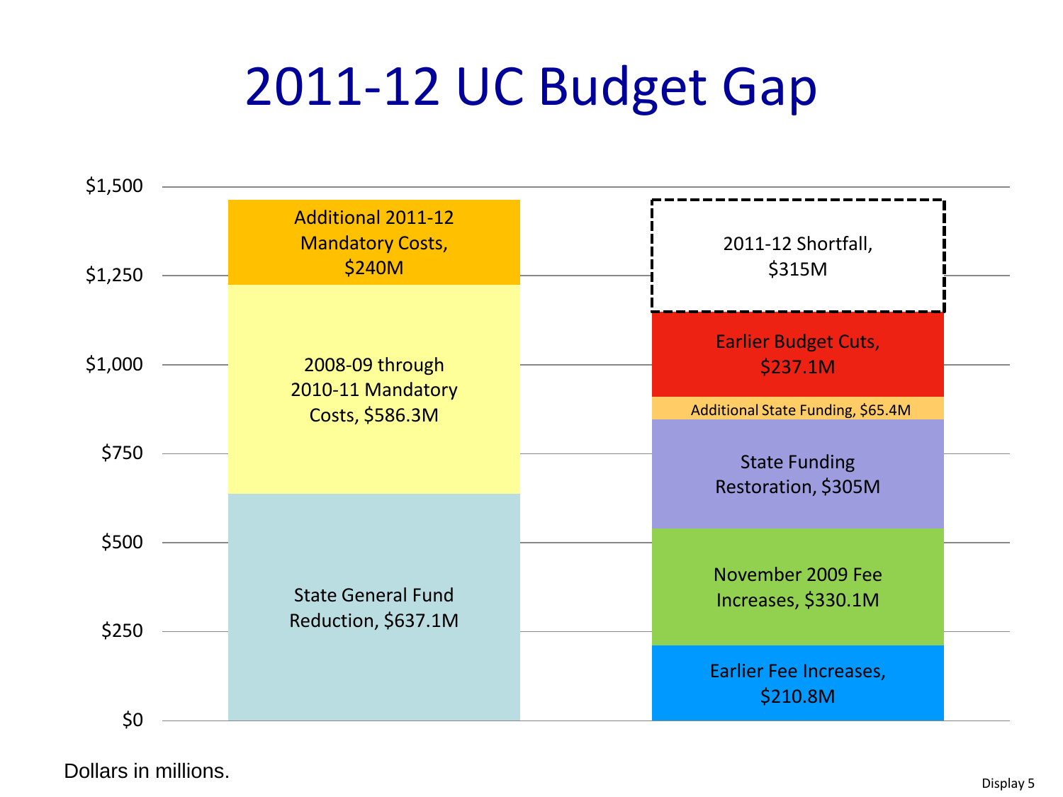# 2011-12 UC Budget Gap

| Y-axis |
| --- |
| $1,500 |
| $1,250 |
| $1,000 |
| $750 |
| $500 |
| $250 |
| $0 |

| Left Bar (top to bottom) | Right Bar (top to bottom) |
| --- | --- |
| Additional 2011-12 Mandatory Costs, $240M | 2011-12 Shortfall, $315M |
| 2008-09 through 2010-11 Mandatory Costs, $586.3M | Earlier Budget Cuts, $237.1M |
| State General Fund Reduction, $637.1M | Additional State Funding, $65.4M |
| | State Funding Restoration, $305M |
| | November 2009 Fee Increases, $330.1M |
| | Earlier Fee Increases, $210.8M |

Dollars in millions.

Display 5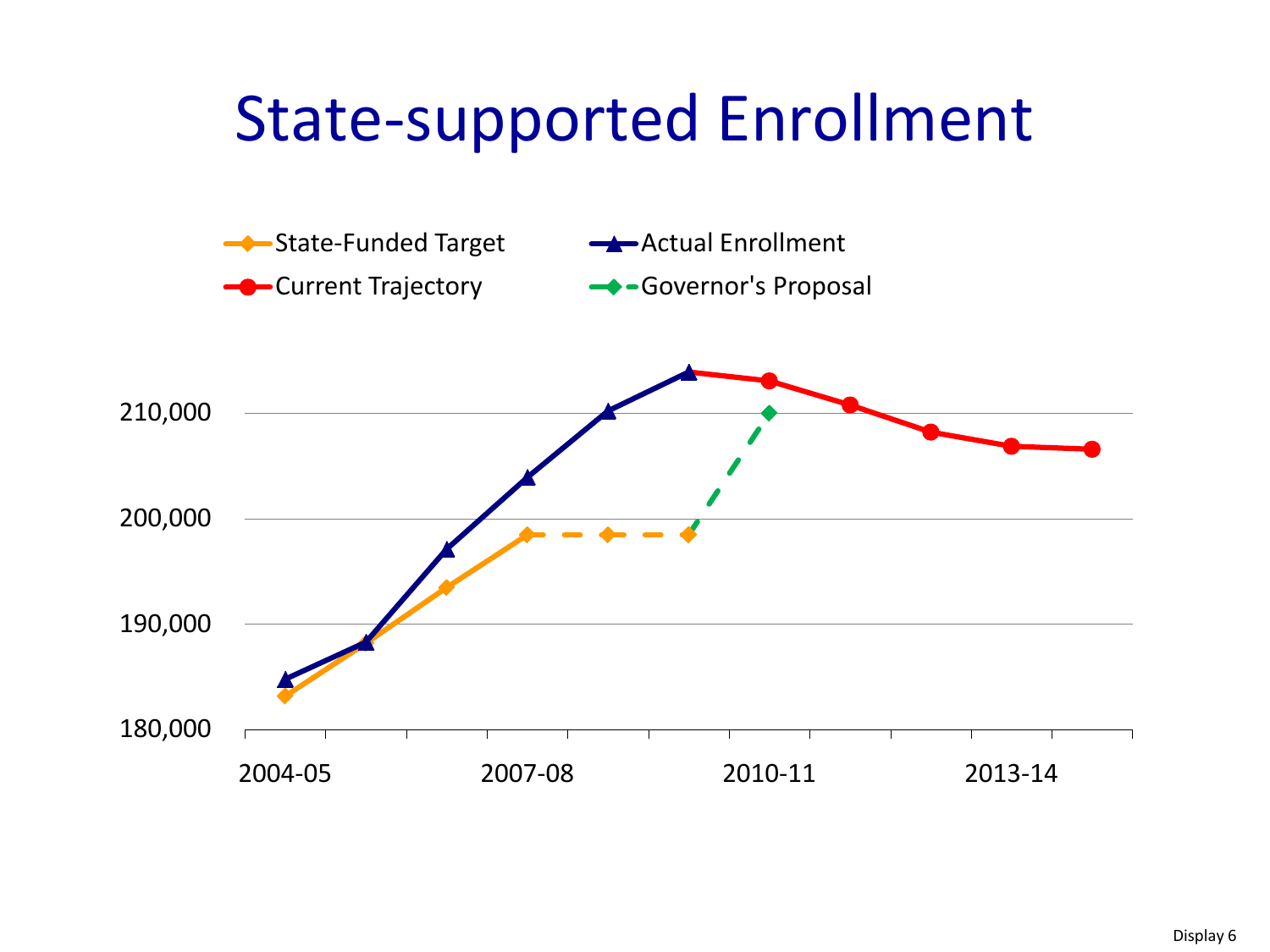# State-supported Enrollment

State-Funded Target | Actual Enrollment | Current Trajectory | Governor's Proposal

210,000

200,000

190,000

180,000

2004-05 | 2007-08 | 2010-11 | 2013-14

Display 6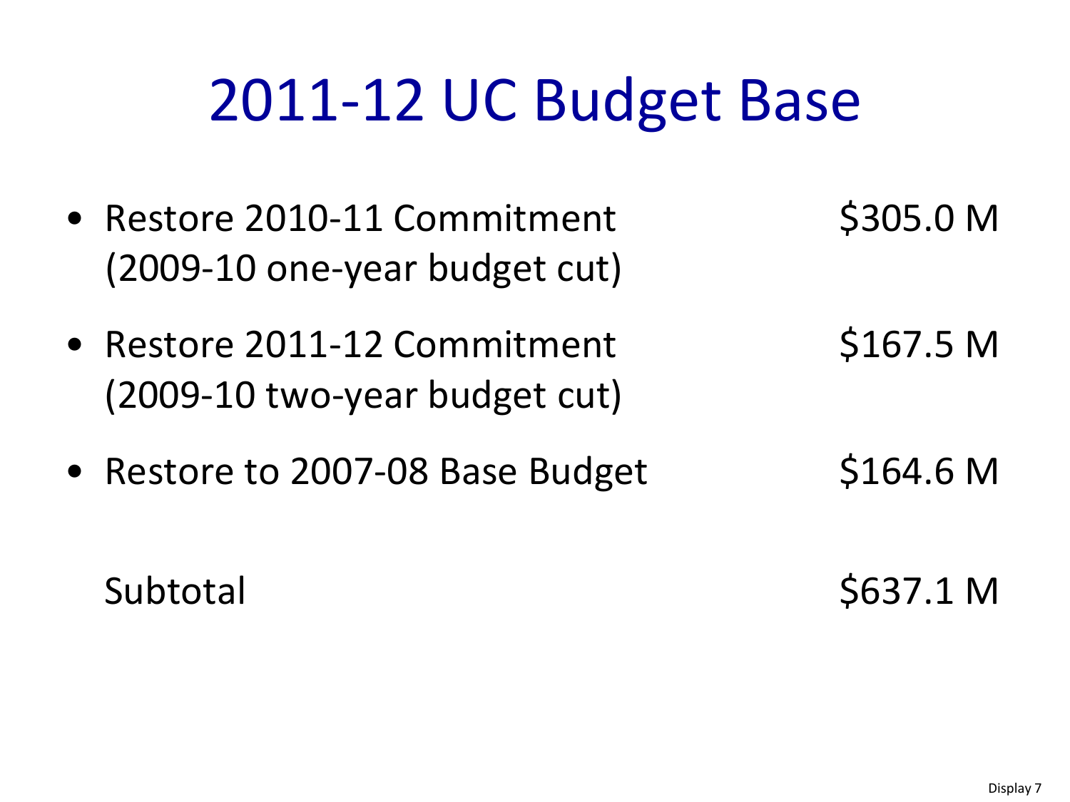# 2011-12 UC Budget Base

| | |
|---|---|
| • Restore 2010-11 Commitment (2009-10 one-year budget cut) | $305.0 M |
| • Restore 2011-12 Commitment (2009-10 two-year budget cut) | $167.5 M |
| • Restore to 2007-08 Base Budget | $164.6 M |
| Subtotal | $637.1 M |

Display 7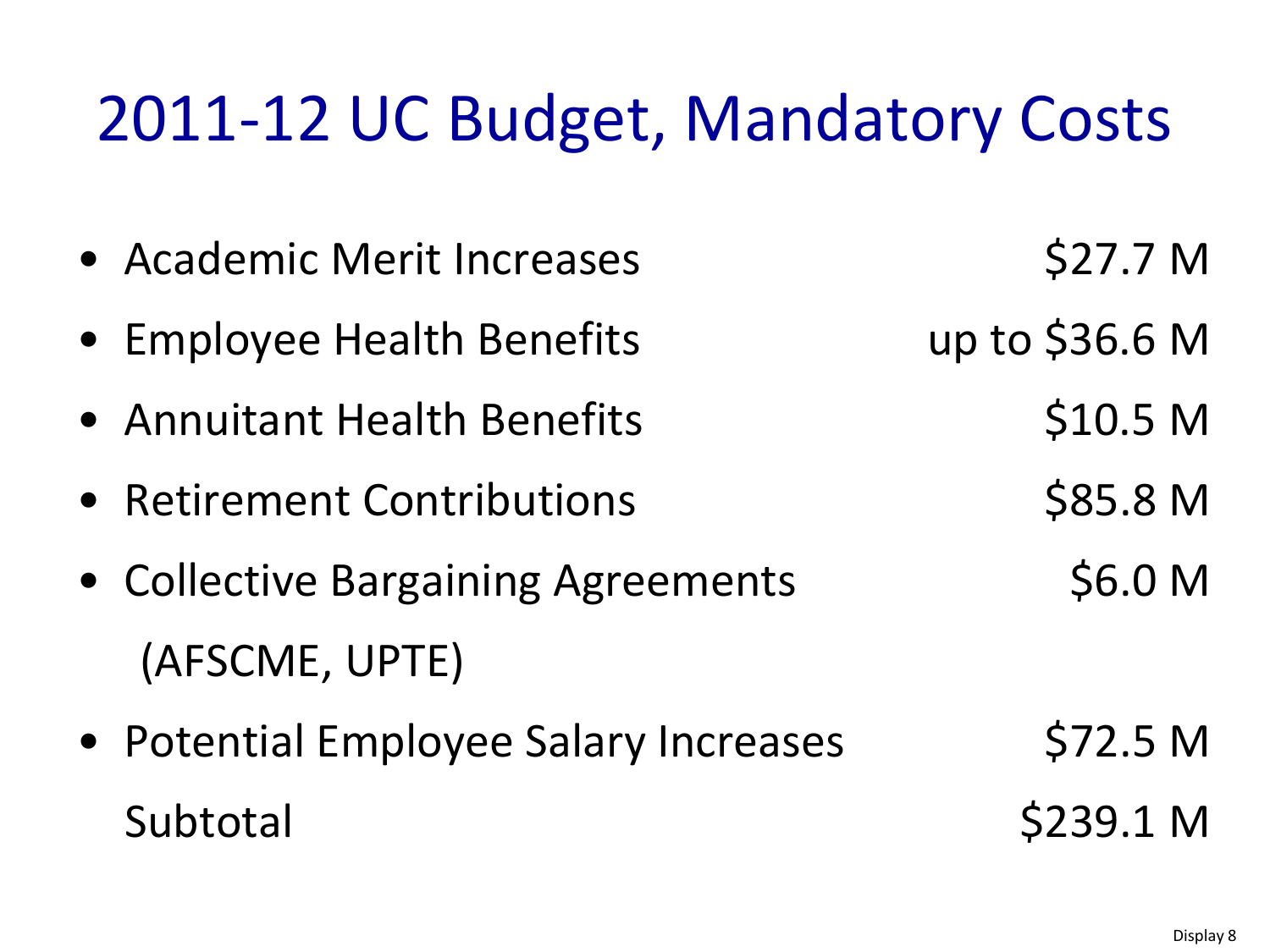# 2011-12 UC Budget, Mandatory Costs

- Academic Merit Increases $27.7 M
- Employee Health Benefits up to $36.6 M
- Annuitant Health Benefits $10.5 M
- Retirement Contributions $85.8 M
- Collective Bargaining Agreements (AFSCME, UPTE) $6.0 M
- Potential Employee Salary Increases $72.5 M

Subtotal $239.1 M

Display 8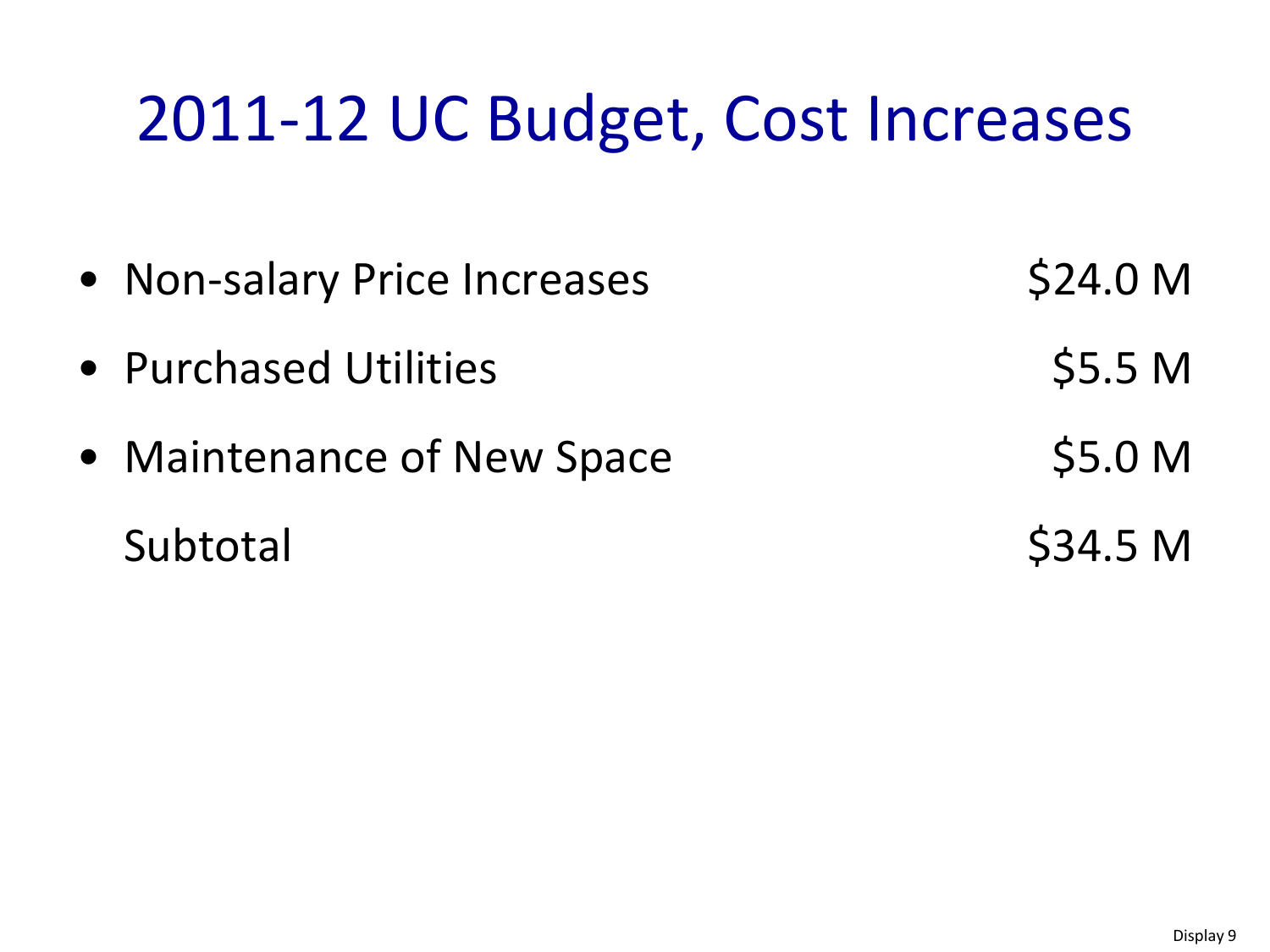# 2011-12 UC Budget, Cost Increases

| Item | Amount |
|---|---|
| • Non-salary Price Increases | $24.0 M |
| • Purchased Utilities | $5.5 M |
| • Maintenance of New Space | $5.0 M |
| Subtotal | $34.5 M |

Display 9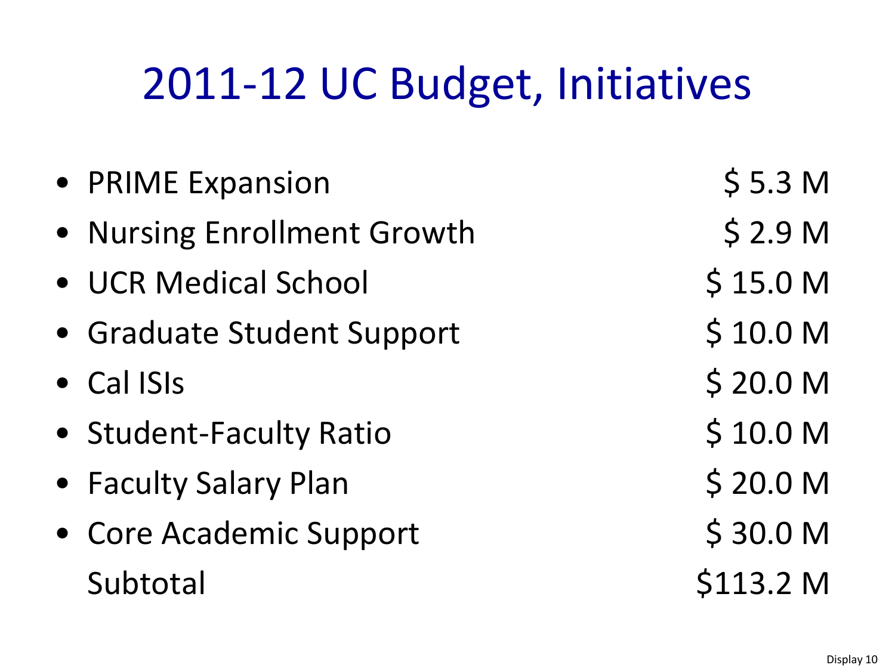# 2011-12 UC Budget, Initiatives

| Initiative | Amount |
|---|---|
| PRIME Expansion | $ 5.3 M |
| Nursing Enrollment Growth | $ 2.9 M |
| UCR Medical School | $ 15.0 M |
| Graduate Student Support | $ 10.0 M |
| Cal ISIs | $ 20.0 M |
| Student-Faculty Ratio | $ 10.0 M |
| Faculty Salary Plan | $ 20.0 M |
| Core Academic Support | $ 30.0 M |
| Subtotal | $113.2 M |

Display 10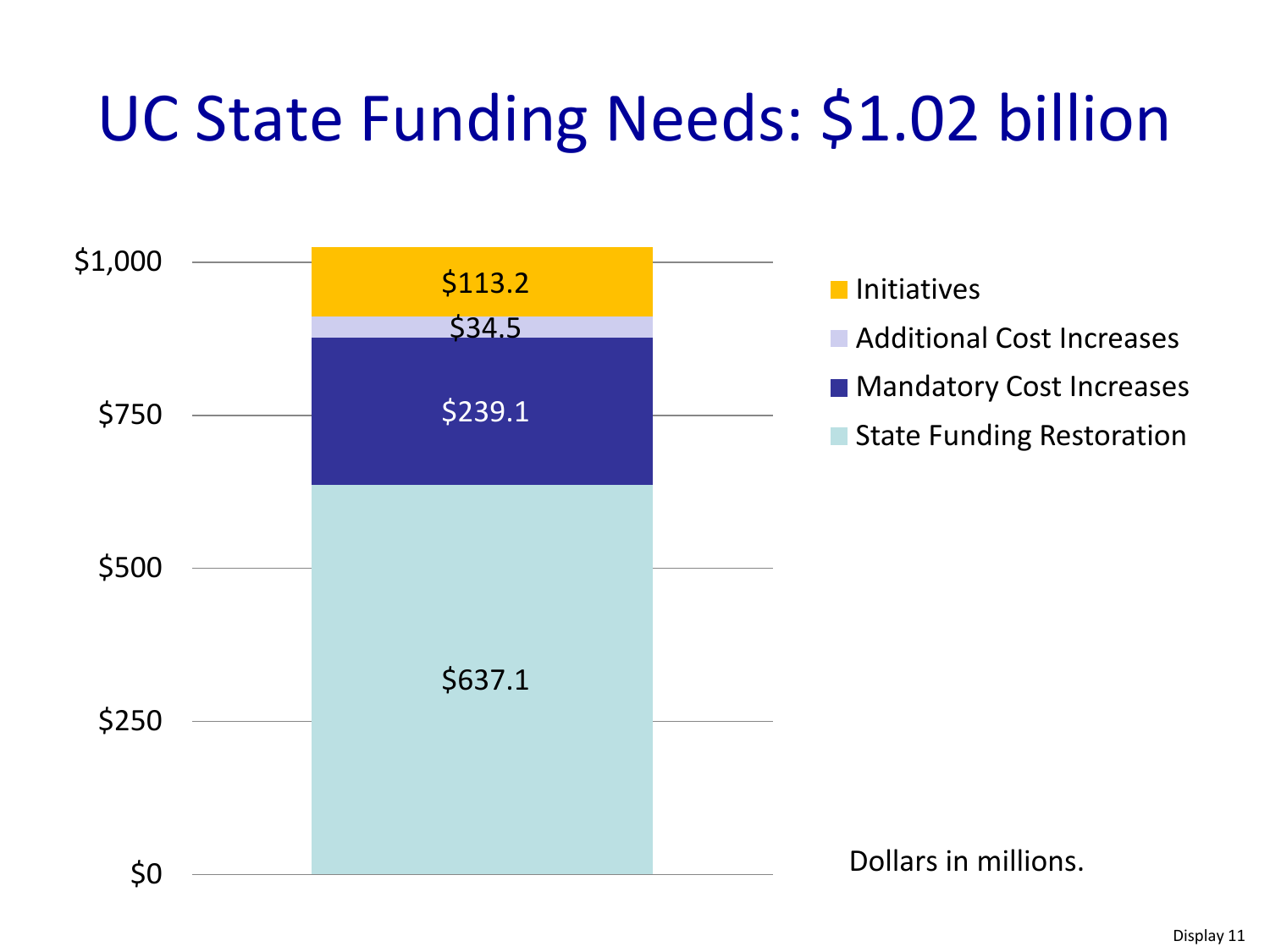# UC State Funding Needs: $1.02 billion

| Category | Amount |
|---|---|
| Initiatives | $113.2 |
| Additional Cost Increases | $34.5 |
| Mandatory Cost Increases | $239.1 |
| State Funding Restoration | $637.1 |

Dollars in millions.

Display 11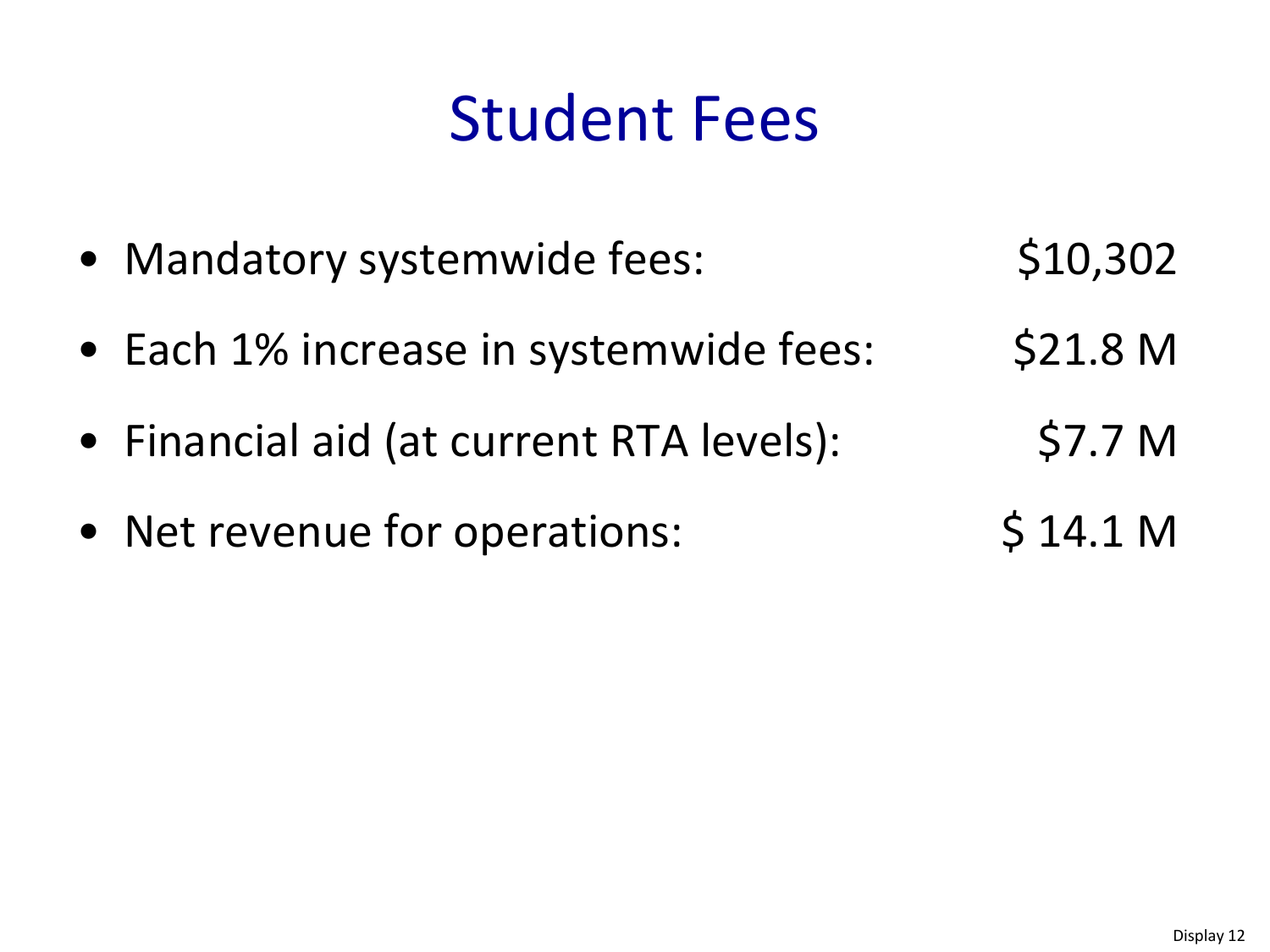# Student Fees

- Mandatory systemwide fees: $10,302
- Each 1% increase in systemwide fees: $21.8 M
- Financial aid (at current RTA levels): $7.7 M
- Net revenue for operations: $ 14.1 M

Display 12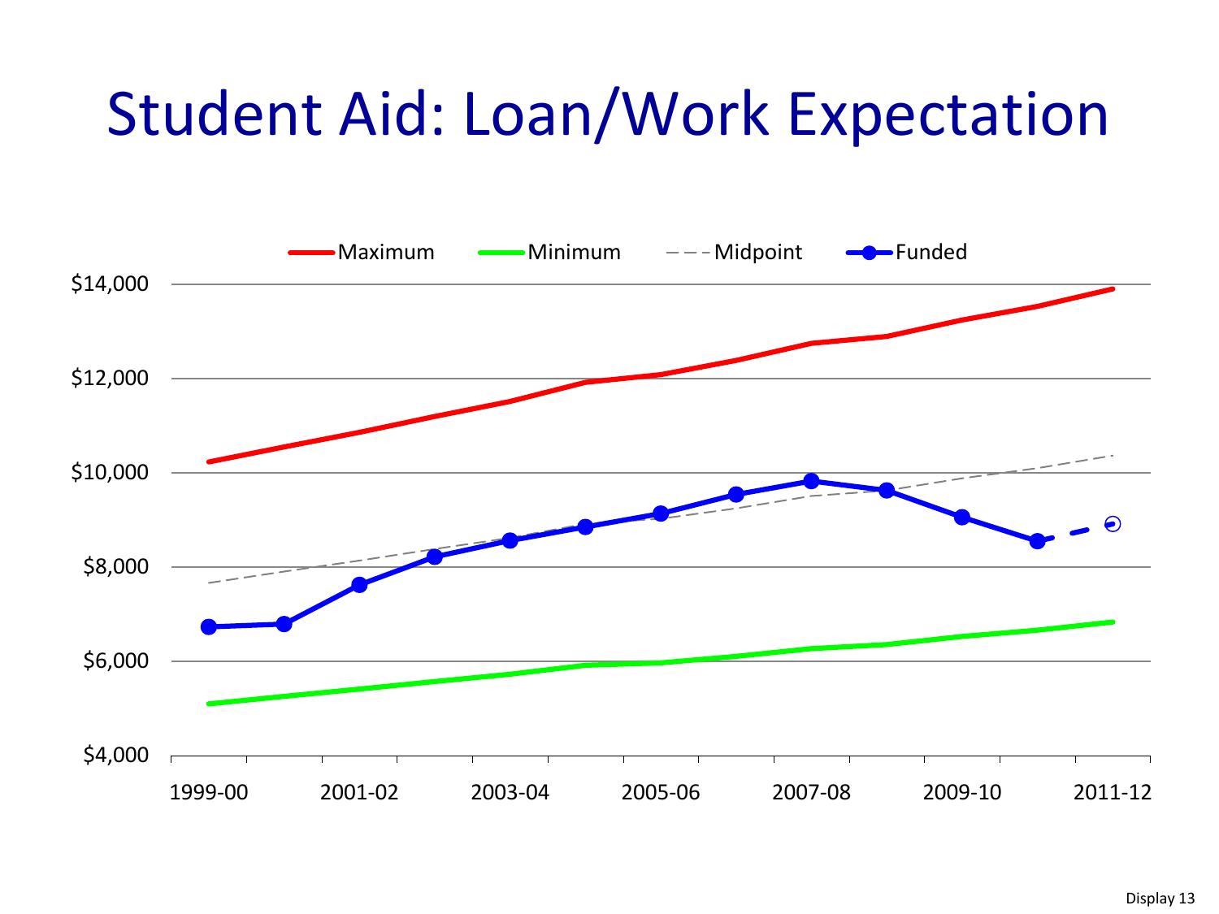# Student Aid: Loan/Work Expectation

Maximum | Minimum | Midpoint | Funded

$14,000
$12,000
$10,000
$8,000
$6,000
$4,000

1999-00 | 2001-02 | 2003-04 | 2005-06 | 2007-08 | 2009-10 | 2011-12

Display 13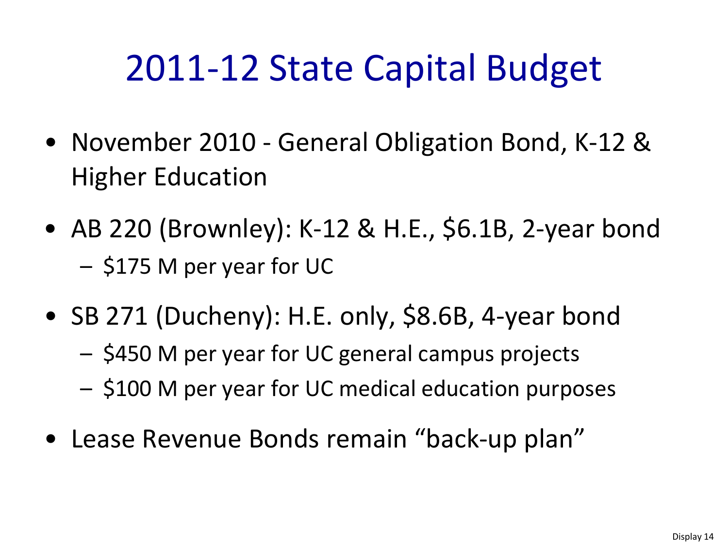# 2011-12 State Capital Budget

- November 2010 - General Obligation Bond, K-12 & Higher Education
- AB 220 (Brownley): K-12 & H.E., $6.1B, 2-year bond
  - $175 M per year for UC
- SB 271 (Ducheny): H.E. only, $8.6B, 4-year bond
  - $450 M per year for UC general campus projects
  - $100 M per year for UC medical education purposes
- Lease Revenue Bonds remain "back-up plan"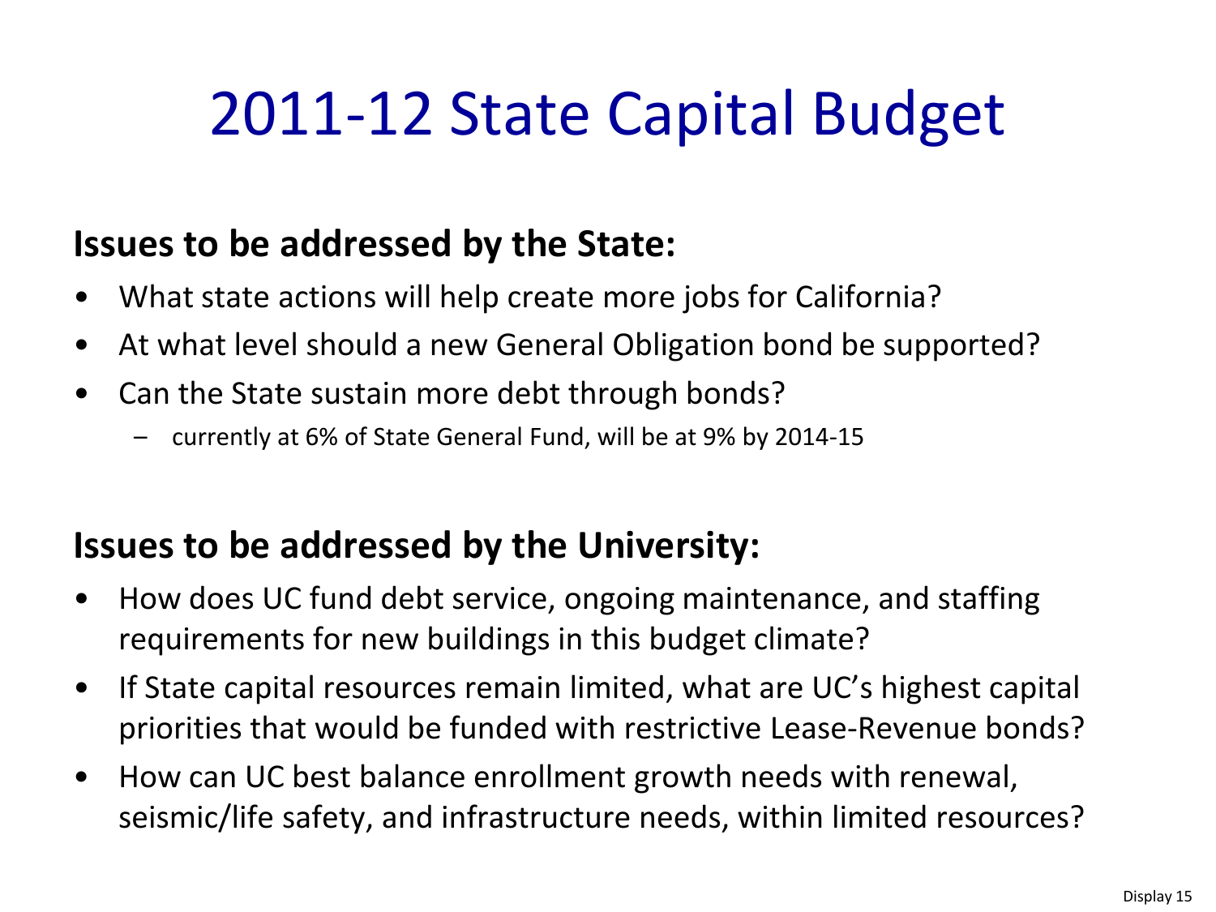# 2011-12 State Capital Budget

**Issues to be addressed by the State:**

- What state actions will help create more jobs for California?
- At what level should a new General Obligation bond be supported?
- Can the State sustain more debt through bonds?
  - currently at 6% of State General Fund, will be at 9% by 2014-15

**Issues to be addressed by the University:**

- How does UC fund debt service, ongoing maintenance, and staffing requirements for new buildings in this budget climate?
- If State capital resources remain limited, what are UC's highest capital priorities that would be funded with restrictive Lease-Revenue bonds?
- How can UC best balance enrollment growth needs with renewal, seismic/life safety, and infrastructure needs, within limited resources?

Display 15